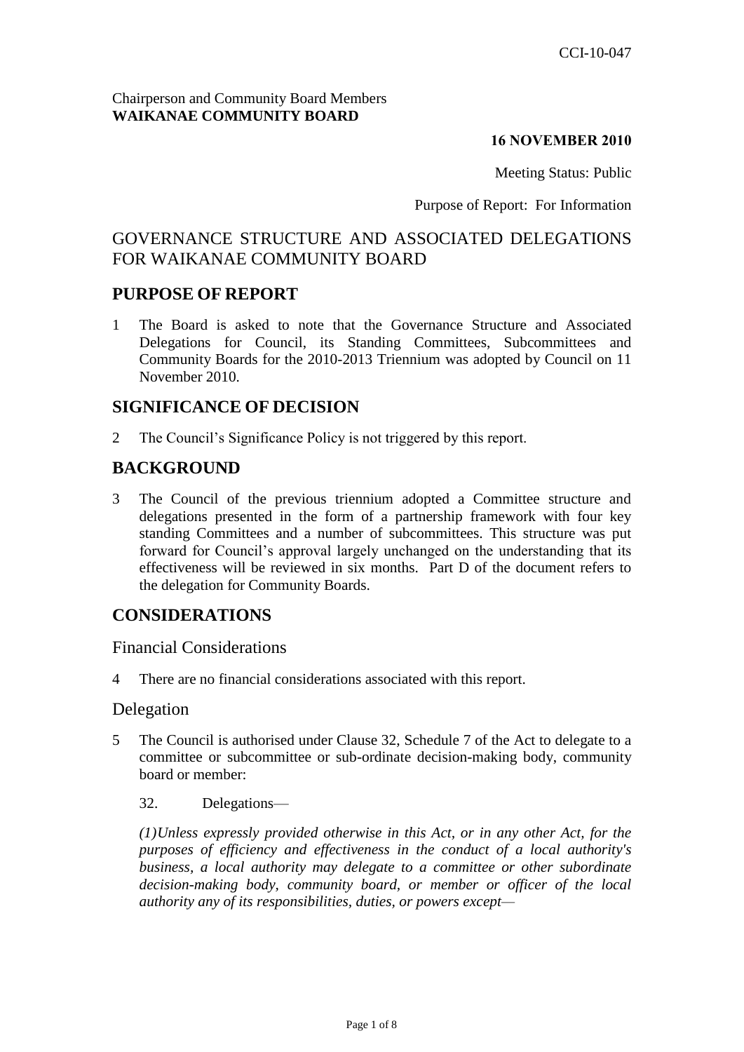CCI-10-047

Chairperson and Community Board Members
**WAIKANAE COMMUNITY BOARD**

**16 NOVEMBER 2010**

Meeting Status: Public

Purpose of Report: For Information

# GOVERNANCE STRUCTURE AND ASSOCIATED DELEGATIONS FOR WAIKANAE COMMUNITY BOARD

## PURPOSE OF REPORT

1 The Board is asked to note that the Governance Structure and Associated Delegations for Council, its Standing Committees, Subcommittees and Community Boards for the 2010-2013 Triennium was adopted by Council on 11 November 2010.

## SIGNIFICANCE OF DECISION

2 The Council's Significance Policy is not triggered by this report.

## BACKGROUND

3 The Council of the previous triennium adopted a Committee structure and delegations presented in the form of a partnership framework with four key standing Committees and a number of subcommittees. This structure was put forward for Council's approval largely unchanged on the understanding that its effectiveness will be reviewed in six months. Part D of the document refers to the delegation for Community Boards.

## CONSIDERATIONS

### Financial Considerations

4 There are no financial considerations associated with this report.

### Delegation

5 The Council is authorised under Clause 32, Schedule 7 of the Act to delegate to a committee or subcommittee or sub-ordinate decision-making body, community board or member:

32. Delegations—

*(1)Unless expressly provided otherwise in this Act, or in any other Act, for the purposes of efficiency and effectiveness in the conduct of a local authority's business, a local authority may delegate to a committee or other subordinate decision-making body, community board, or member or officer of the local authority any of its responsibilities, duties, or powers except—*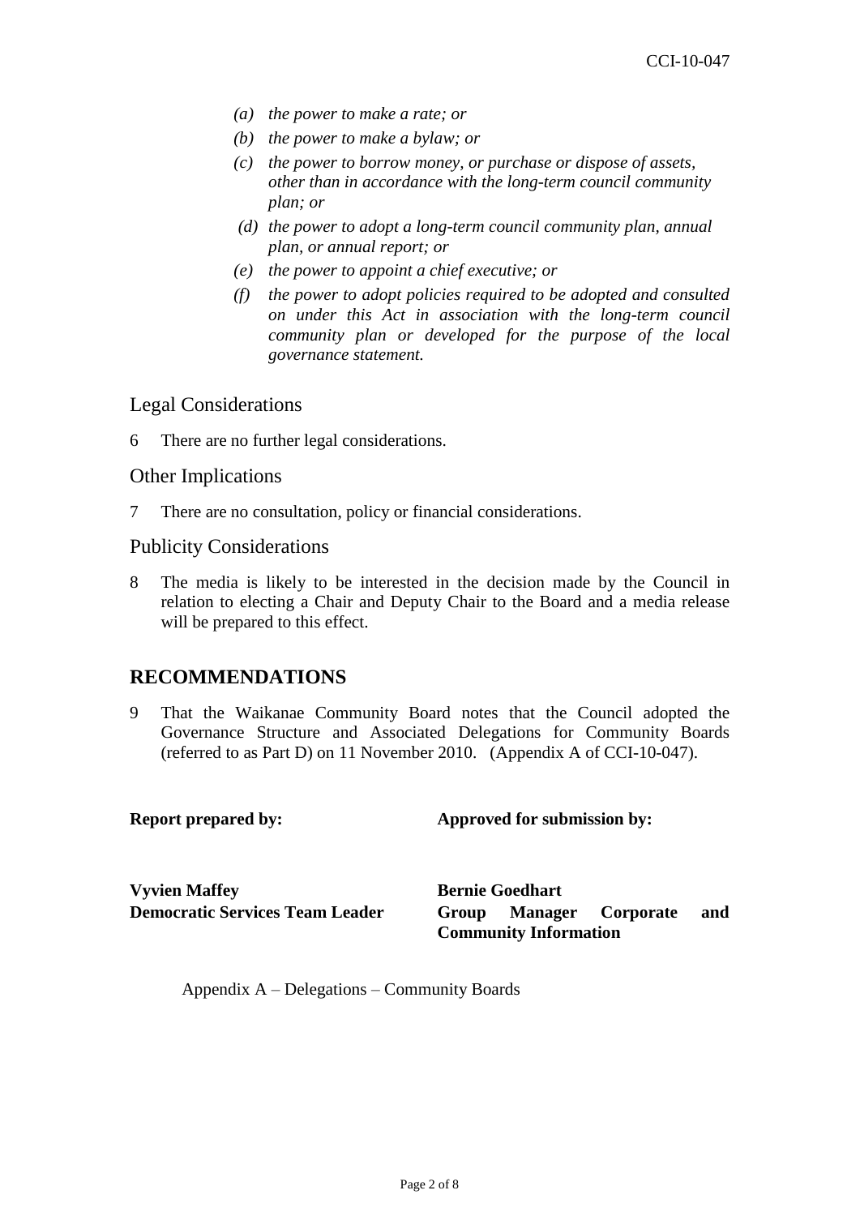*(a) the power to make a rate; or*

*(b) the power to make a bylaw; or*

*(c) the power to borrow money, or purchase or dispose of assets, other than in accordance with the long-term council community plan; or*

*(d) the power to adopt a long-term council community plan, annual plan, or annual report; or*

*(e) the power to appoint a chief executive; or*

*(f) the power to adopt policies required to be adopted and consulted on under this Act in association with the long-term council community plan or developed for the purpose of the local governance statement.*

## Legal Considerations

6 There are no further legal considerations.

## Other Implications

7 There are no consultation, policy or financial considerations.

## Publicity Considerations

8 The media is likely to be interested in the decision made by the Council in relation to electing a Chair and Deputy Chair to the Board and a media release will be prepared to this effect.

# RECOMMENDATIONS

9 That the Waikanae Community Board notes that the Council adopted the Governance Structure and Associated Delegations for Community Boards (referred to as Part D) on 11 November 2010. (Appendix A of CCI-10-047).

| **Report prepared by:** | **Approved for submission by:** |
|---|---|
| **Vyvien Maffey** | **Bernie Goedhart** |
| **Democratic Services Team Leader** | **Group Manager Corporate and Community Information** |

Appendix A – Delegations – Community Boards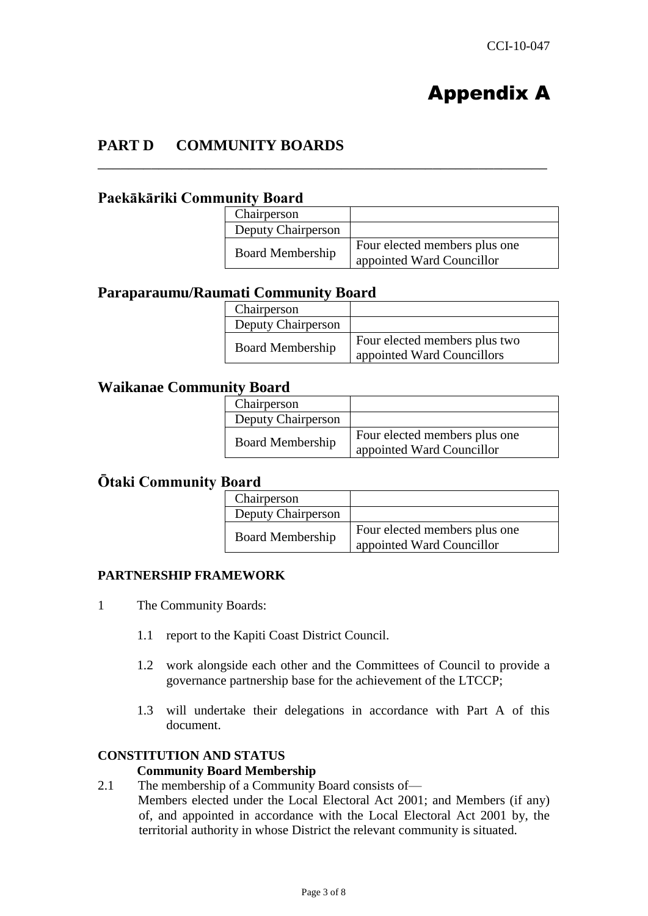CCI-10-047

# Appendix A

## PART D COMMUNITY BOARDS

### Paekākāriki Community Board

| Chairperson | |
|---|---|
| Deputy Chairperson | |
| Board Membership | Four elected members plus one appointed Ward Councillor |

### Paraparaumu/Raumati Community Board

| Chairperson | |
|---|---|
| Deputy Chairperson | |
| Board Membership | Four elected members plus two appointed Ward Councillors |

### Waikanae Community Board

| Chairperson | |
|---|---|
| Deputy Chairperson | |
| Board Membership | Four elected members plus one appointed Ward Councillor |

### Ōtaki Community Board

| Chairperson | |
|---|---|
| Deputy Chairperson | |
| Board Membership | Four elected members plus one appointed Ward Councillor |

**PARTNERSHIP FRAMEWORK**

1 The Community Boards:

1.1 report to the Kapiti Coast District Council.

1.2 work alongside each other and the Committees of Council to provide a governance partnership base for the achievement of the LTCCP;

1.3 will undertake their delegations in accordance with Part A of this document.

**CONSTITUTION AND STATUS**

**Community Board Membership**

2.1 The membership of a Community Board consists of—
Members elected under the Local Electoral Act 2001; and Members (if any) of, and appointed in accordance with the Local Electoral Act 2001 by, the territorial authority in whose District the relevant community is situated.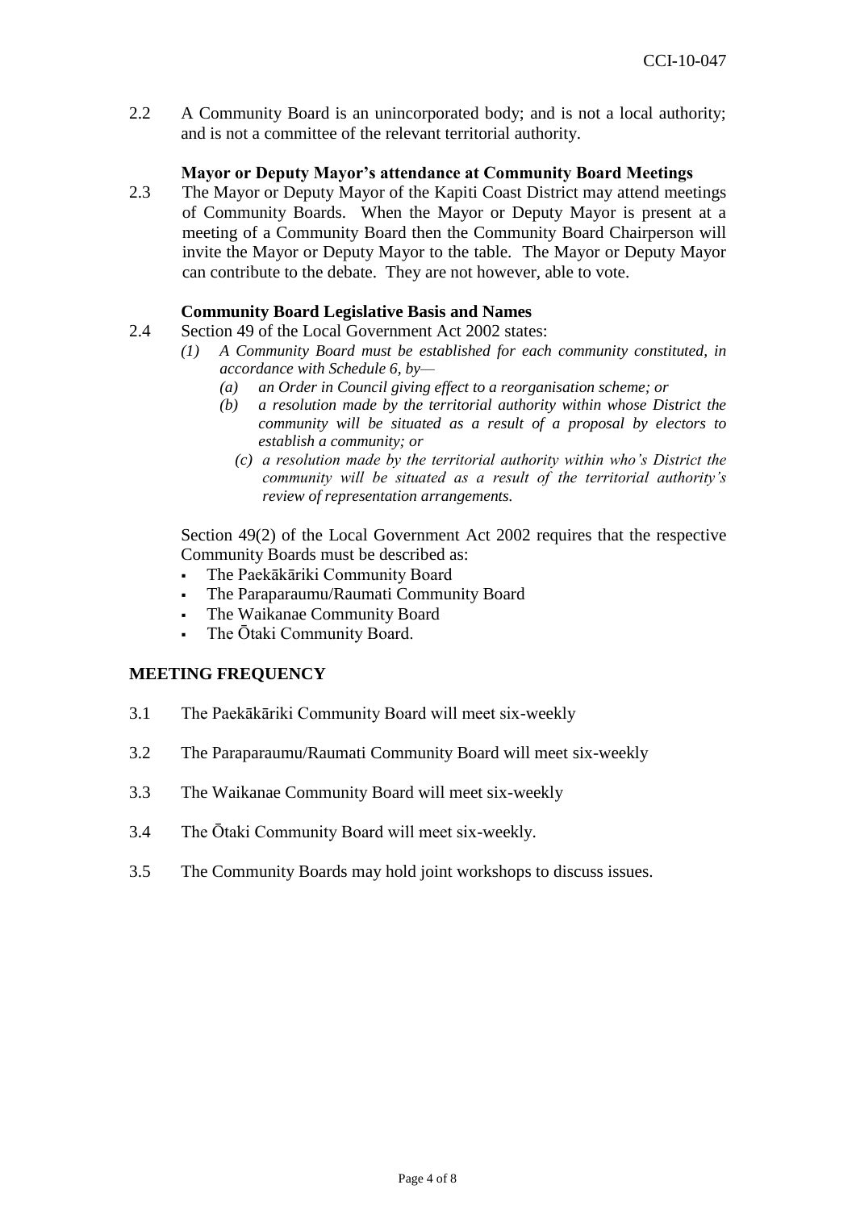2.2 A Community Board is an unincorporated body; and is not a local authority; and is not a committee of the relevant territorial authority.

**Mayor or Deputy Mayor's attendance at Community Board Meetings**

2.3 The Mayor or Deputy Mayor of the Kapiti Coast District may attend meetings of Community Boards. When the Mayor or Deputy Mayor is present at a meeting of a Community Board then the Community Board Chairperson will invite the Mayor or Deputy Mayor to the table. The Mayor or Deputy Mayor can contribute to the debate. They are not however, able to vote.

**Community Board Legislative Basis and Names**

2.4 Section 49 of the Local Government Act 2002 states:

*(1) A Community Board must be established for each community constituted, in accordance with Schedule 6, by—*

*(a) an Order in Council giving effect to a reorganisation scheme; or*

*(b) a resolution made by the territorial authority within whose District the community will be situated as a result of a proposal by electors to establish a community; or*

*(c) a resolution made by the territorial authority within who's District the community will be situated as a result of the territorial authority's review of representation arrangements.*

Section 49(2) of the Local Government Act 2002 requires that the respective Community Boards must be described as:

- The Paekākāriki Community Board
- The Paraparaumu/Raumati Community Board
- The Waikanae Community Board
- The Ōtaki Community Board.

## MEETING FREQUENCY

3.1 The Paekākāriki Community Board will meet six-weekly

3.2 The Paraparaumu/Raumati Community Board will meet six-weekly

3.3 The Waikanae Community Board will meet six-weekly

3.4 The Ōtaki Community Board will meet six-weekly.

3.5 The Community Boards may hold joint workshops to discuss issues.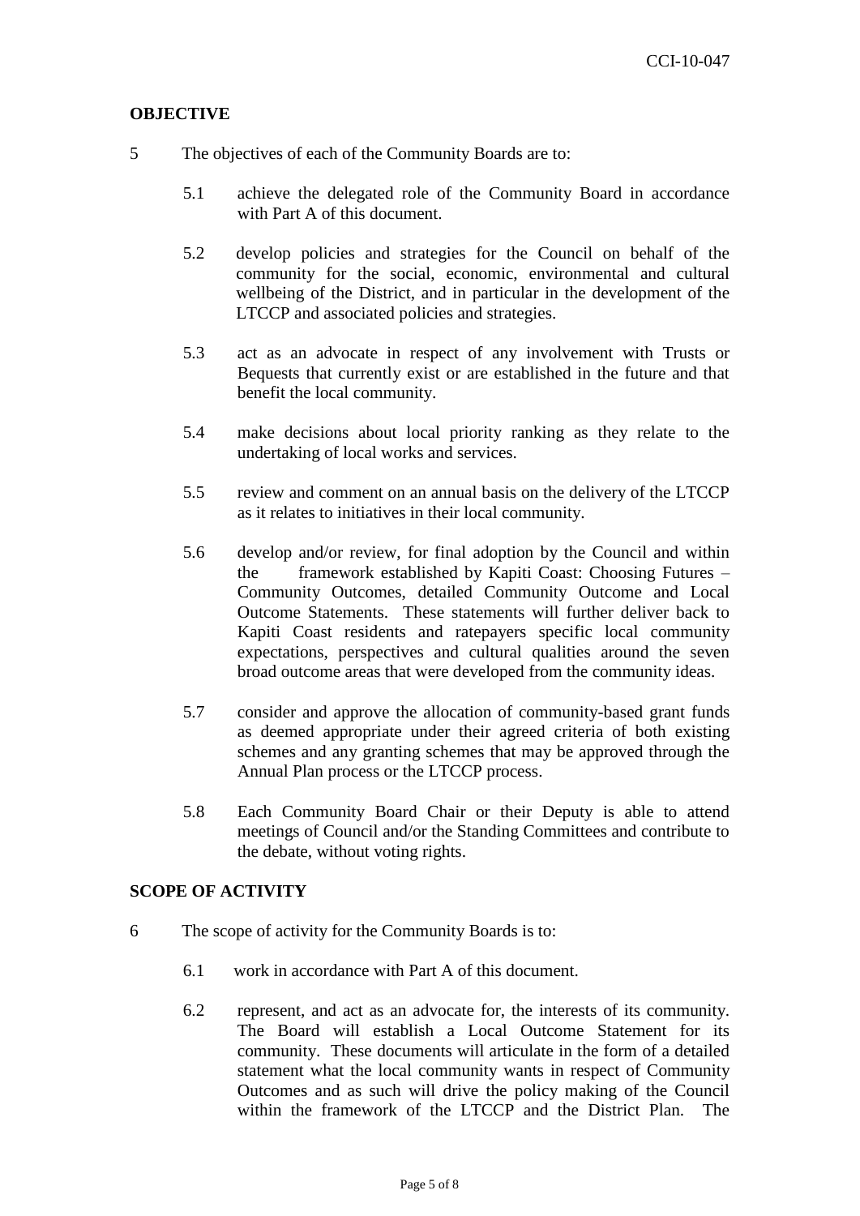## OBJECTIVE

5 The objectives of each of the Community Boards are to:

5.1 achieve the delegated role of the Community Board in accordance with Part A of this document.

5.2 develop policies and strategies for the Council on behalf of the community for the social, economic, environmental and cultural wellbeing of the District, and in particular in the development of the LTCCP and associated policies and strategies.

5.3 act as an advocate in respect of any involvement with Trusts or Bequests that currently exist or are established in the future and that benefit the local community.

5.4 make decisions about local priority ranking as they relate to the undertaking of local works and services.

5.5 review and comment on an annual basis on the delivery of the LTCCP as it relates to initiatives in their local community.

5.6 develop and/or review, for final adoption by the Council and within the framework established by Kapiti Coast: Choosing Futures – Community Outcomes, detailed Community Outcome and Local Outcome Statements. These statements will further deliver back to Kapiti Coast residents and ratepayers specific local community expectations, perspectives and cultural qualities around the seven broad outcome areas that were developed from the community ideas.

5.7 consider and approve the allocation of community-based grant funds as deemed appropriate under their agreed criteria of both existing schemes and any granting schemes that may be approved through the Annual Plan process or the LTCCP process.

5.8 Each Community Board Chair or their Deputy is able to attend meetings of Council and/or the Standing Committees and contribute to the debate, without voting rights.

## SCOPE OF ACTIVITY

6 The scope of activity for the Community Boards is to:

6.1 work in accordance with Part A of this document.

6.2 represent, and act as an advocate for, the interests of its community. The Board will establish a Local Outcome Statement for its community. These documents will articulate in the form of a detailed statement what the local community wants in respect of Community Outcomes and as such will drive the policy making of the Council within the framework of the LTCCP and the District Plan. The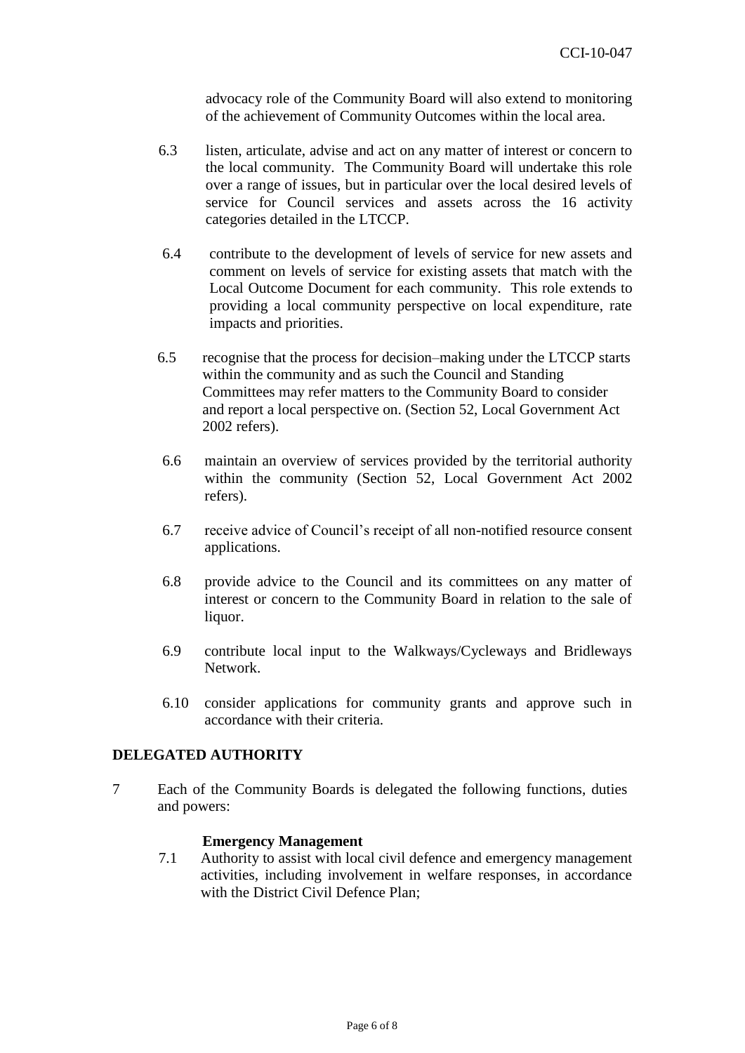advocacy role of the Community Board will also extend to monitoring of the achievement of Community Outcomes within the local area.

6.3 listen, articulate, advise and act on any matter of interest or concern to the local community. The Community Board will undertake this role over a range of issues, but in particular over the local desired levels of service for Council services and assets across the 16 activity categories detailed in the LTCCP.

6.4 contribute to the development of levels of service for new assets and comment on levels of service for existing assets that match with the Local Outcome Document for each community. This role extends to providing a local community perspective on local expenditure, rate impacts and priorities.

6.5 recognise that the process for decision–making under the LTCCP starts within the community and as such the Council and Standing Committees may refer matters to the Community Board to consider and report a local perspective on. (Section 52, Local Government Act 2002 refers).

6.6 maintain an overview of services provided by the territorial authority within the community (Section 52, Local Government Act 2002 refers).

6.7 receive advice of Council's receipt of all non-notified resource consent applications.

6.8 provide advice to the Council and its committees on any matter of interest or concern to the Community Board in relation to the sale of liquor.

6.9 contribute local input to the Walkways/Cycleways and Bridleways Network.

6.10 consider applications for community grants and approve such in accordance with their criteria.

## DELEGATED AUTHORITY

7 Each of the Community Boards is delegated the following functions, duties and powers:

**Emergency Management**

7.1 Authority to assist with local civil defence and emergency management activities, including involvement in welfare responses, in accordance with the District Civil Defence Plan;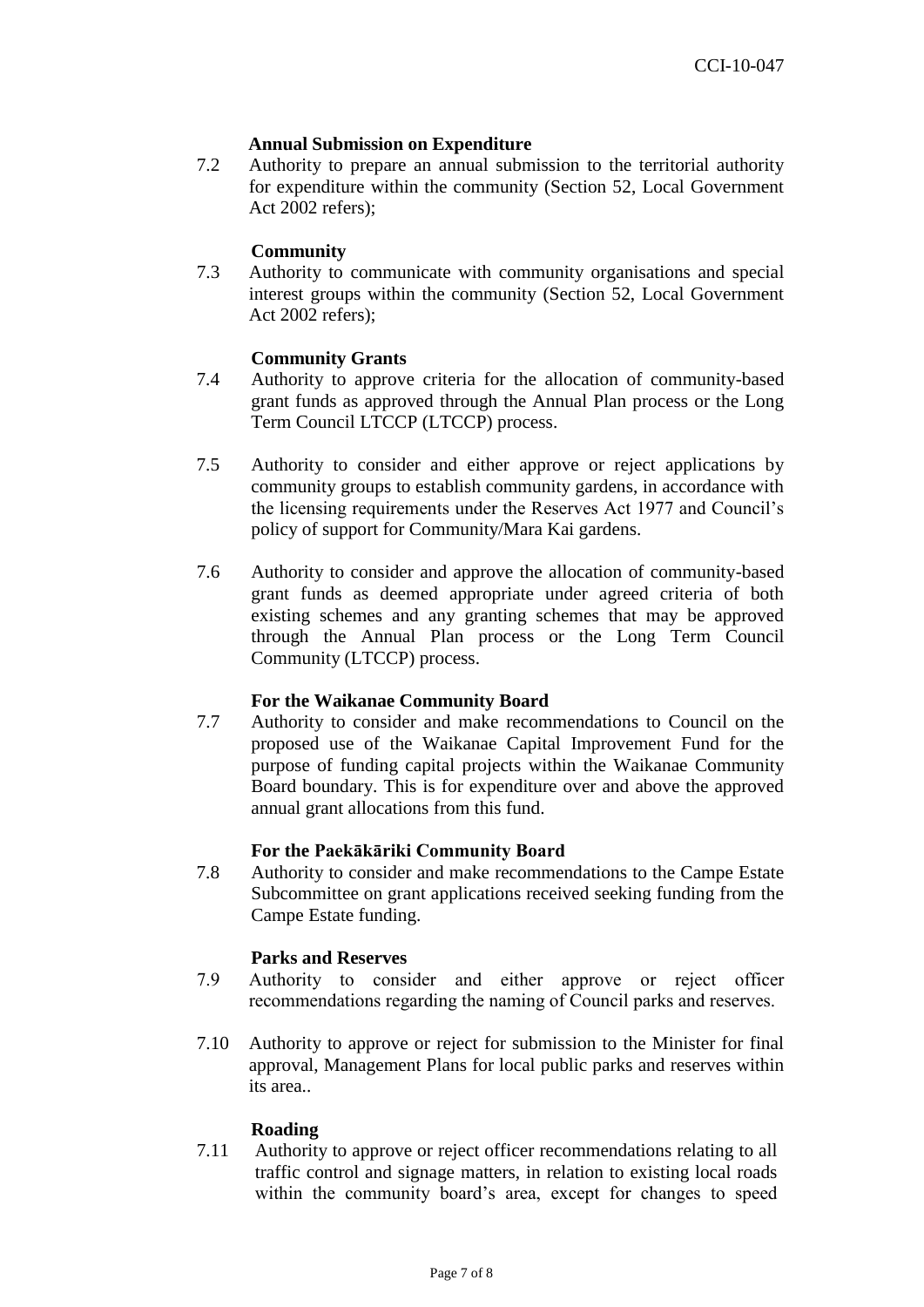**Annual Submission on Expenditure**

7.2 Authority to prepare an annual submission to the territorial authority for expenditure within the community (Section 52, Local Government Act 2002 refers);

**Community**

7.3 Authority to communicate with community organisations and special interest groups within the community (Section 52, Local Government Act 2002 refers);

**Community Grants**

7.4 Authority to approve criteria for the allocation of community-based grant funds as approved through the Annual Plan process or the Long Term Council LTCCP (LTCCP) process.

7.5 Authority to consider and either approve or reject applications by community groups to establish community gardens, in accordance with the licensing requirements under the Reserves Act 1977 and Council's policy of support for Community/Mara Kai gardens.

7.6 Authority to consider and approve the allocation of community-based grant funds as deemed appropriate under agreed criteria of both existing schemes and any granting schemes that may be approved through the Annual Plan process or the Long Term Council Community (LTCCP) process.

**For the Waikanae Community Board**

7.7 Authority to consider and make recommendations to Council on the proposed use of the Waikanae Capital Improvement Fund for the purpose of funding capital projects within the Waikanae Community Board boundary. This is for expenditure over and above the approved annual grant allocations from this fund.

**For the Paekākāriki Community Board**

7.8 Authority to consider and make recommendations to the Campe Estate Subcommittee on grant applications received seeking funding from the Campe Estate funding.

**Parks and Reserves**

7.9 Authority to consider and either approve or reject officer recommendations regarding the naming of Council parks and reserves.

7.10 Authority to approve or reject for submission to the Minister for final approval, Management Plans for local public parks and reserves within its area..

**Roading**

7.11 Authority to approve or reject officer recommendations relating to all traffic control and signage matters, in relation to existing local roads within the community board's area, except for changes to speed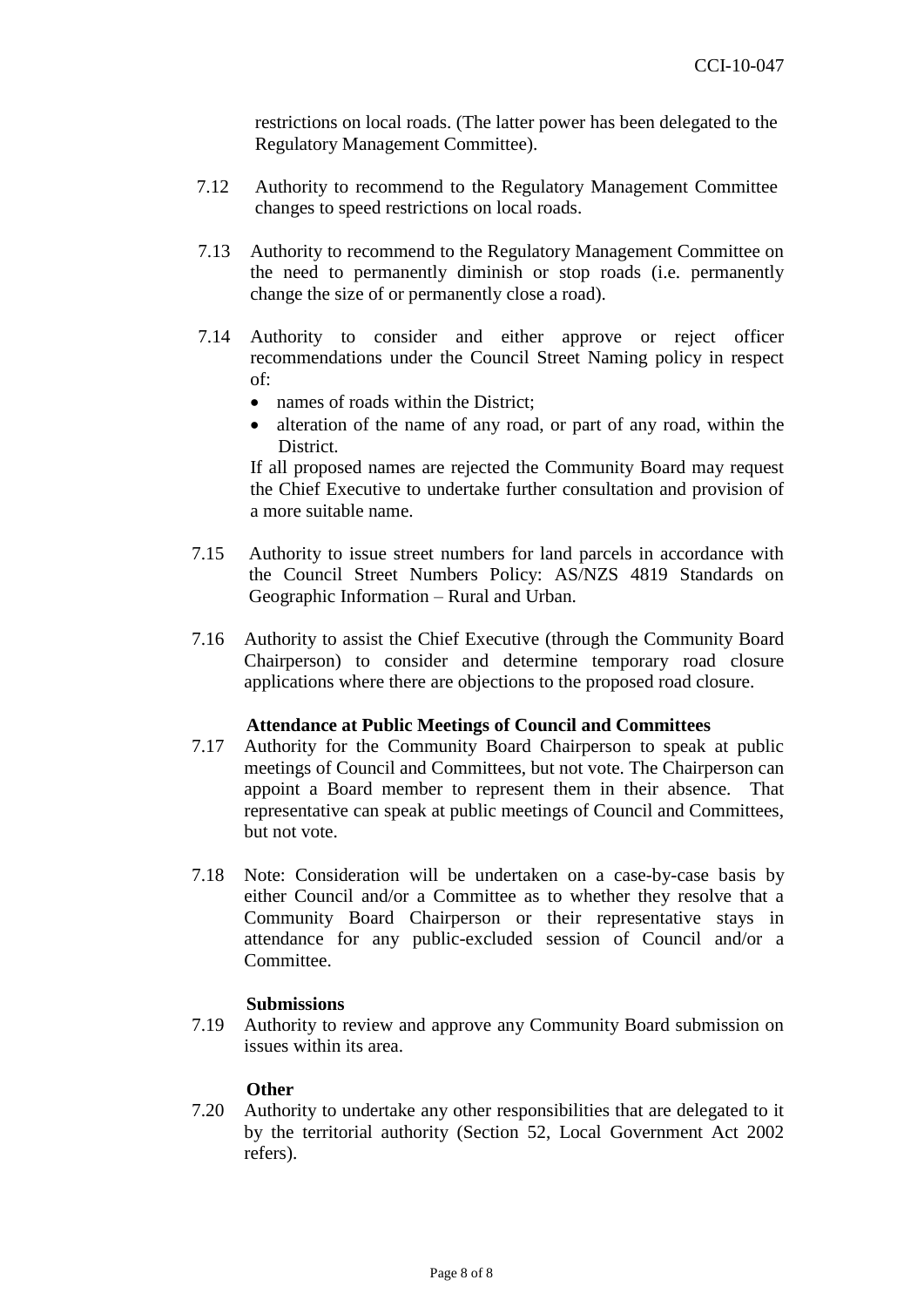restrictions on local roads. (The latter power has been delegated to the Regulatory Management Committee).

7.12 Authority to recommend to the Regulatory Management Committee changes to speed restrictions on local roads.

7.13 Authority to recommend to the Regulatory Management Committee on the need to permanently diminish or stop roads (i.e. permanently change the size of or permanently close a road).

7.14 Authority to consider and either approve or reject officer recommendations under the Council Street Naming policy in respect of:

- names of roads within the District;
- alteration of the name of any road, or part of any road, within the District.

If all proposed names are rejected the Community Board may request the Chief Executive to undertake further consultation and provision of a more suitable name.

7.15 Authority to issue street numbers for land parcels in accordance with the Council Street Numbers Policy: AS/NZS 4819 Standards on Geographic Information – Rural and Urban.

7.16 Authority to assist the Chief Executive (through the Community Board Chairperson) to consider and determine temporary road closure applications where there are objections to the proposed road closure.

**Attendance at Public Meetings of Council and Committees**

7.17 Authority for the Community Board Chairperson to speak at public meetings of Council and Committees, but not vote. The Chairperson can appoint a Board member to represent them in their absence. That representative can speak at public meetings of Council and Committees, but not vote.

7.18 Note: Consideration will be undertaken on a case-by-case basis by either Council and/or a Committee as to whether they resolve that a Community Board Chairperson or their representative stays in attendance for any public-excluded session of Council and/or a Committee.

**Submissions**

7.19 Authority to review and approve any Community Board submission on issues within its area.

**Other**

7.20 Authority to undertake any other responsibilities that are delegated to it by the territorial authority (Section 52, Local Government Act 2002 refers).